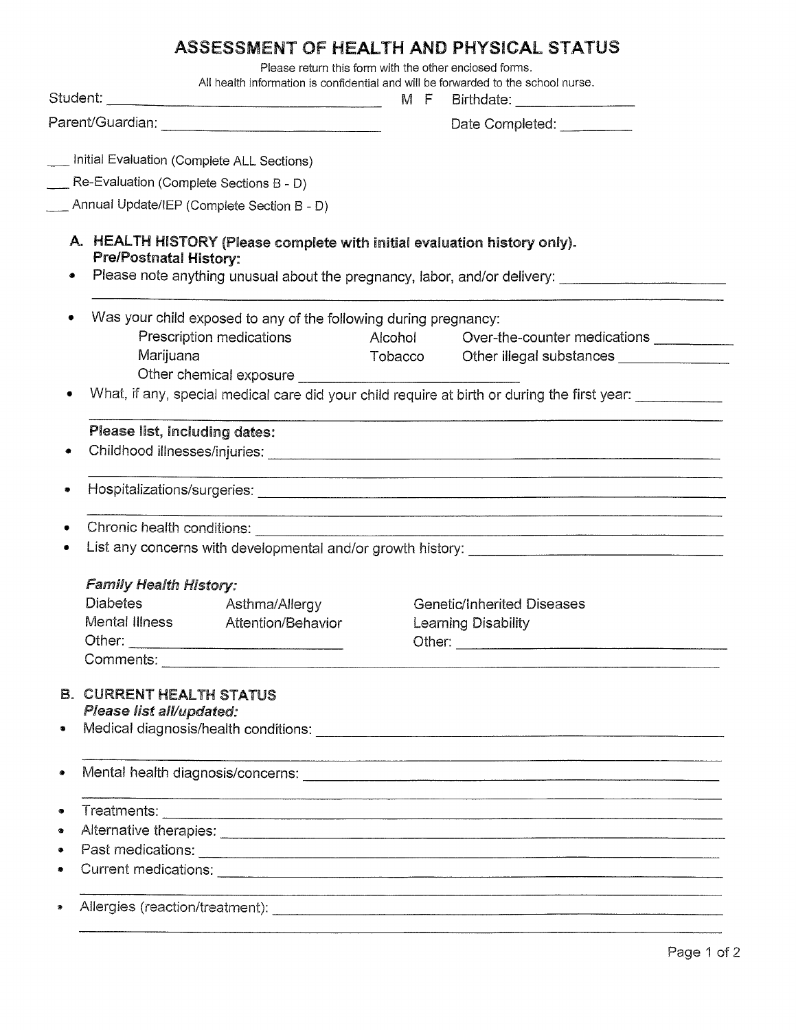# ASSESSMENT OF HEALTH AND PHYSICAL STATUS

Please return this form with the other enclosed forms.
All health information is confidential and will be forwarded to the school nurse.

Student: ______________________________ M F Birthdate: ______________

Parent/Guardian: ______________________________ Date Completed: _________

___ Initial Evaluation (Complete ALL Sections)

___ Re-Evaluation (Complete Sections B - D)

___ Annual Update/IEP (Complete Section B - D)

## A. HEALTH HISTORY (Please complete with initial evaluation history only).

**Pre/Postnatal History:**

- Please note anything unusual about the pregnancy, labor, and/or delivery: ____________________
- Was your child exposed to any of the following during pregnancy:

  Prescription medications    Alcohol    Over-the-counter medications __________
  
  Marijuana    Tobacco    Other illegal substances ______________
  
  Other chemical exposure ______________________________
- What, if any, special medical care did your child require at birth or during the first year: ___________

**Please list, including dates:**

- Childhood illnesses/injuries: ______________________________
- Hospitalizations/surgeries: ______________________________
- Chronic health conditions: ______________________________
- List any concerns with developmental and/or growth history: ______________________________

***Family Health History:***

Diabetes    Asthma/Allergy    Genetic/Inherited Diseases

Mental Illness    Attention/Behavior    Learning Disability

Other: ____________________    Other: ____________________

Comments: ______________________________

## B. CURRENT HEALTH STATUS

***Please list all/updated:***

- Medical diagnosis/health conditions: ______________________________
- Mental health diagnosis/concerns: ______________________________
- Treatments: ______________________________
- Alternative therapies: ______________________________
- Past medications: ______________________________
- Current medications: ______________________________
- Allergies (reaction/treatment): ______________________________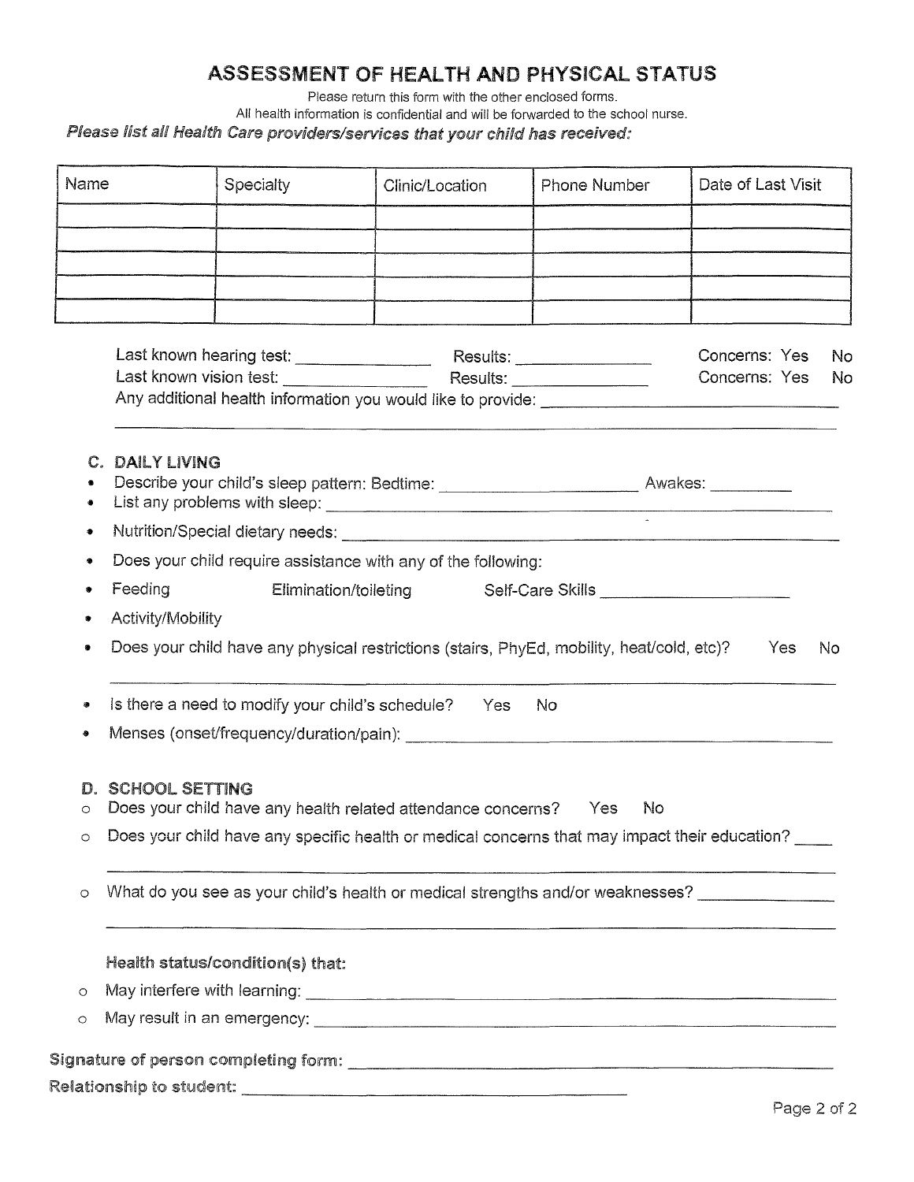# ASSESSMENT OF HEALTH AND PHYSICAL STATUS

Please return this form with the other enclosed forms.
All health information is confidential and will be forwarded to the school nurse.

***Please list all Health Care providers/services that your child has received:***

| Name | Specialty | Clinic/Location | Phone Number | Date of Last Visit |
|---|---|---|---|---|
| | | | | |
| | | | | |
| | | | | |
| | | | | |
| | | | | |

Last known hearing test: ______________ Results: ______________ Concerns: Yes No
Last known vision test: ______________ Results: ______________ Concerns: Yes No
Any additional health information you would like to provide: ______________________________

______________________________________________________________________________

### C. DAILY LIVING

- Describe your child's sleep pattern: Bedtime: ____________________ Awakes: _________
- List any problems with sleep: ______________________________________________
- Nutrition/Special dietary needs: ______________________________________________
- Does your child require assistance with any of the following:
- Feeding Elimination/toileting Self-Care Skills ____________________
- Activity/Mobility
- Does your child have any physical restrictions (stairs, PhyEd, mobility, heat/cold, etc)? Yes No

  ______________________________________________________________________________
- Is there a need to modify your child's schedule? Yes No
- Menses (onset/frequency/duration/pain): ______________________________________________

### D. SCHOOL SETTING

- Does your child have any health related attendance concerns? Yes No
- Does your child have any specific health or medical concerns that may impact their education? ____

  ______________________________________________________________________________
- What do you see as your child's health or medical strengths and/or weaknesses? ______________

  ______________________________________________________________________________

**Health status/condition(s) that:**

- May interfere with learning: ______________________________________________
- May result in an emergency: ______________________________________________

**Signature of person completing form:** ______________________________________________

**Relationship to student:** ______________________________________